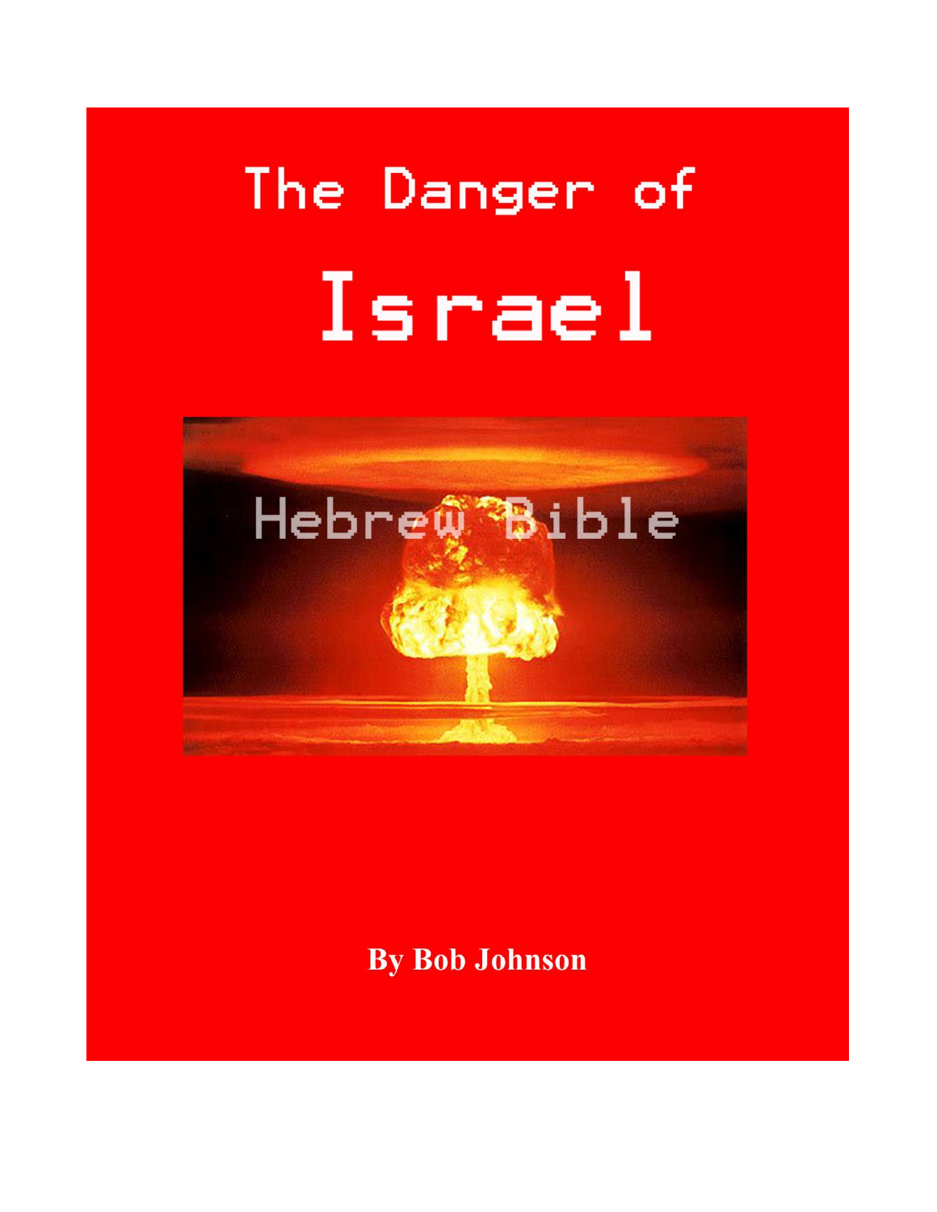# The Danger of Israel

Hebrew Bible

**By Bob Johnson**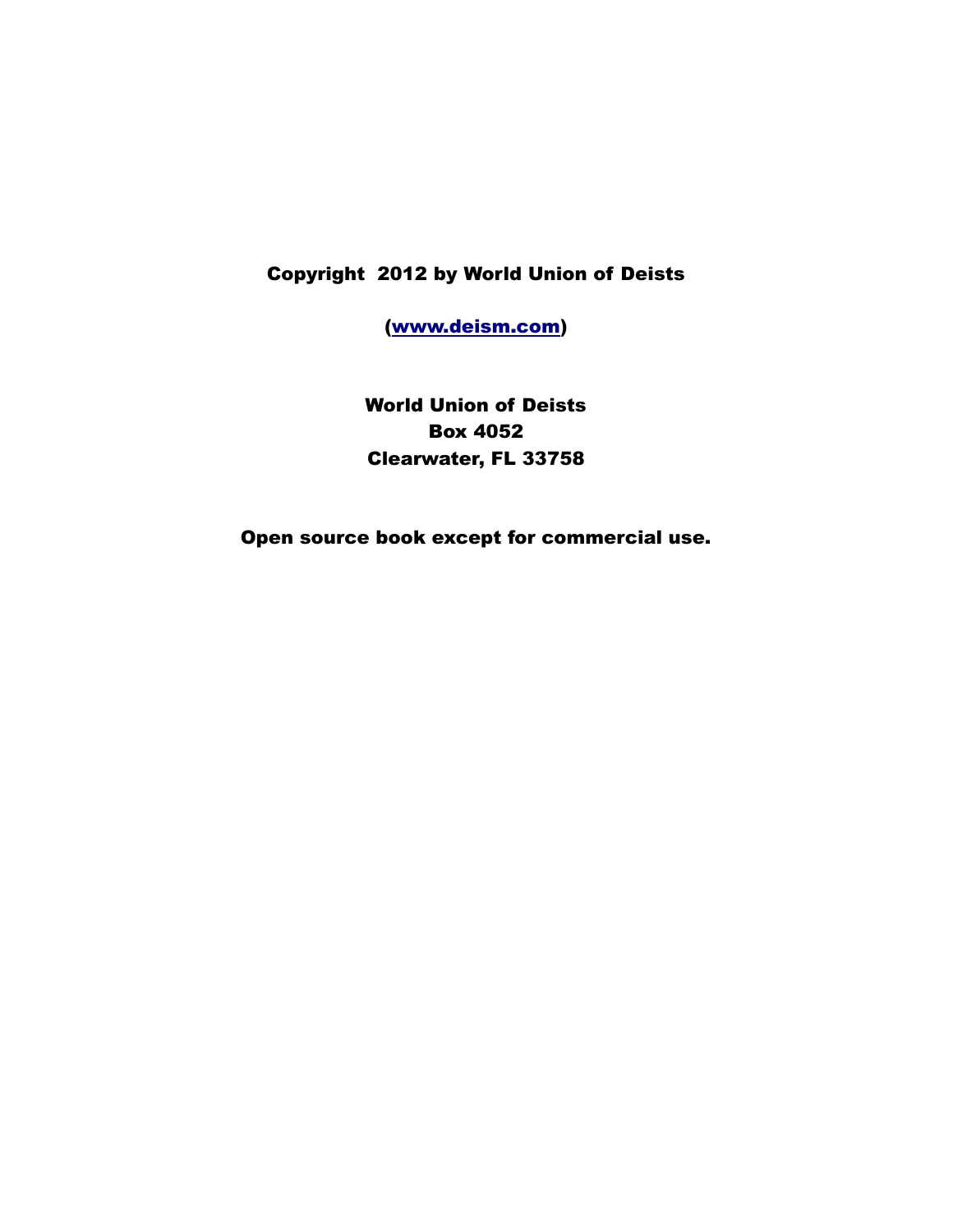**Copyright 2012 by World Union of Deists**

**([www.deism.com](http://www.deism.com))**

**World Union of Deists**
**Box 4052**
**Clearwater, FL 33758**

**Open source book except for commercial use.**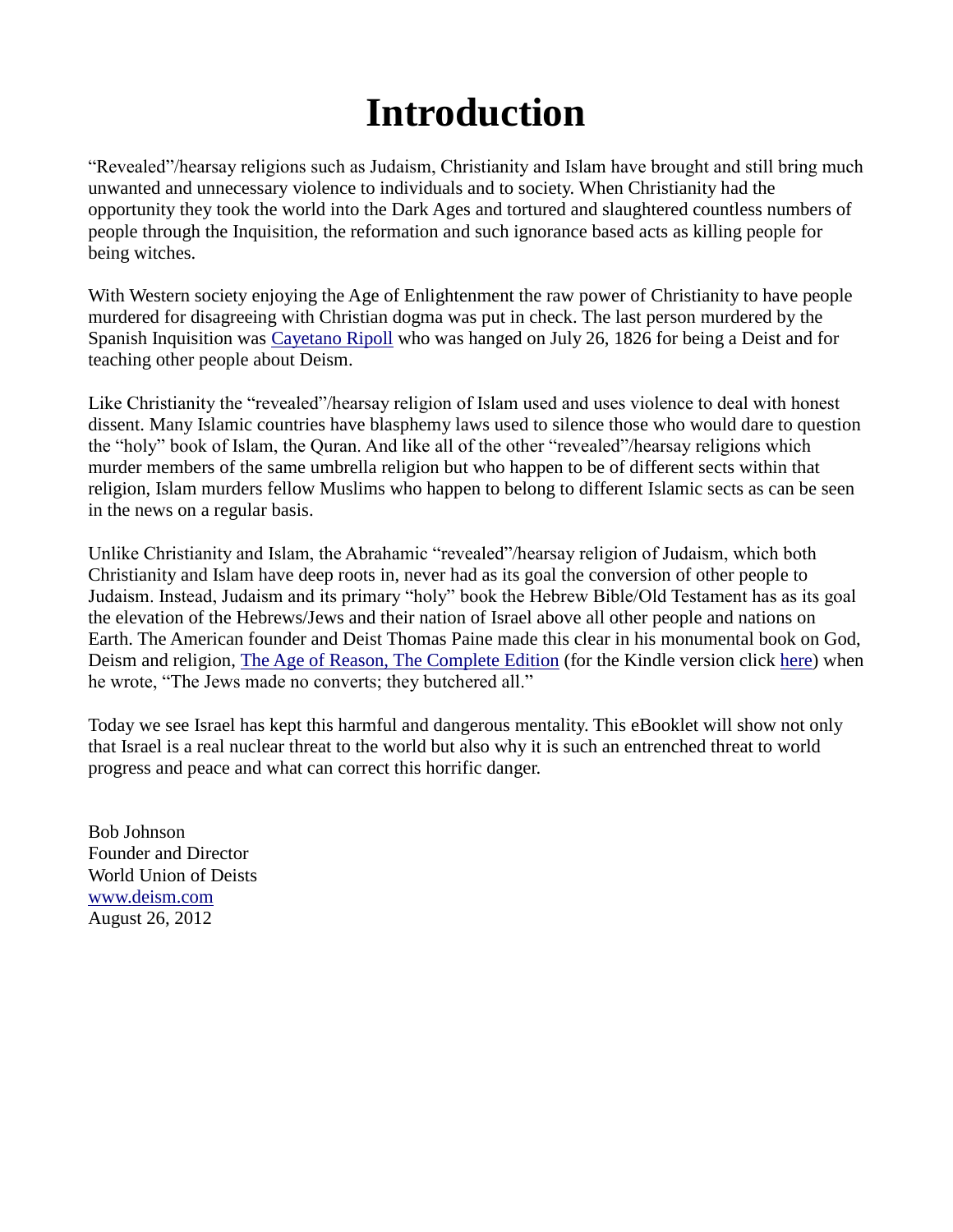# Introduction

"Revealed"/hearsay religions such as Judaism, Christianity and Islam have brought and still bring much unwanted and unnecessary violence to individuals and to society. When Christianity had the opportunity they took the world into the Dark Ages and tortured and slaughtered countless numbers of people through the Inquisition, the reformation and such ignorance based acts as killing people for being witches.

With Western society enjoying the Age of Enlightenment the raw power of Christianity to have people murdered for disagreeing with Christian dogma was put in check. The last person murdered by the Spanish Inquisition was [Cayetano Ripoll]() who was hanged on July 26, 1826 for being a Deist and for teaching other people about Deism.

Like Christianity the "revealed"/hearsay religion of Islam used and uses violence to deal with honest dissent. Many Islamic countries have blasphemy laws used to silence those who would dare to question the "holy" book of Islam, the Quran. And like all of the other "revealed"/hearsay religions which murder members of the same umbrella religion but who happen to be of different sects within that religion, Islam murders fellow Muslims who happen to belong to different Islamic sects as can be seen in the news on a regular basis.

Unlike Christianity and Islam, the Abrahamic "revealed"/hearsay religion of Judaism, which both Christianity and Islam have deep roots in, never had as its goal the conversion of other people to Judaism. Instead, Judaism and its primary "holy" book the Hebrew Bible/Old Testament has as its goal the elevation of the Hebrews/Jews and their nation of Israel above all other people and nations on Earth. The American founder and Deist Thomas Paine made this clear in his monumental book on God, Deism and religion, [The Age of Reason, The Complete Edition]() (for the Kindle version click [here]()) when he wrote, "The Jews made no converts; they butchered all."

Today we see Israel has kept this harmful and dangerous mentality. This eBooklet will show not only that Israel is a real nuclear threat to the world but also why it is such an entrenched threat to world progress and peace and what can correct this horrific danger.

Bob Johnson  
Founder and Director  
World Union of Deists  
[www.deism.com]()  
August 26, 2012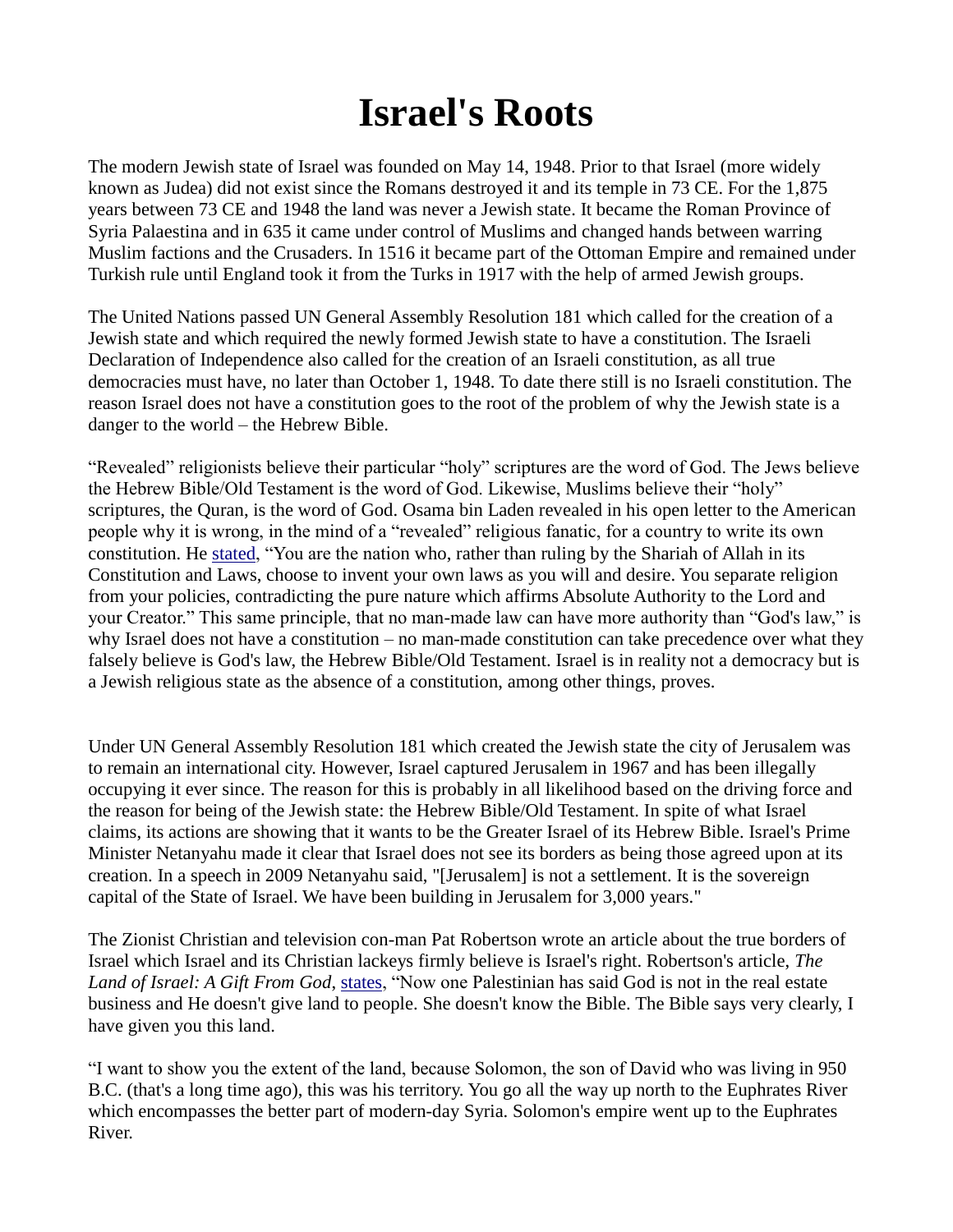# Israel's Roots

The modern Jewish state of Israel was founded on May 14, 1948. Prior to that Israel (more widely known as Judea) did not exist since the Romans destroyed it and its temple in 73 CE. For the 1,875 years between 73 CE and 1948 the land was never a Jewish state. It became the Roman Province of Syria Palaestina and in 635 it came under control of Muslims and changed hands between warring Muslim factions and the Crusaders. In 1516 it became part of the Ottoman Empire and remained under Turkish rule until England took it from the Turks in 1917 with the help of armed Jewish groups.

The United Nations passed UN General Assembly Resolution 181 which called for the creation of a Jewish state and which required the newly formed Jewish state to have a constitution. The Israeli Declaration of Independence also called for the creation of an Israeli constitution, as all true democracies must have, no later than October 1, 1948. To date there still is no Israeli constitution. The reason Israel does not have a constitution goes to the root of the problem of why the Jewish state is a danger to the world – the Hebrew Bible.

"Revealed" religionists believe their particular "holy" scriptures are the word of God. The Jews believe the Hebrew Bible/Old Testament is the word of God. Likewise, Muslims believe their "holy" scriptures, the Quran, is the word of God. Osama bin Laden revealed in his open letter to the American people why it is wrong, in the mind of a "revealed" religious fanatic, for a country to write its own constitution. He stated, "You are the nation who, rather than ruling by the Shariah of Allah in its Constitution and Laws, choose to invent your own laws as you will and desire. You separate religion from your policies, contradicting the pure nature which affirms Absolute Authority to the Lord and your Creator." This same principle, that no man-made law can have more authority than "God's law," is why Israel does not have a constitution – no man-made constitution can take precedence over what they falsely believe is God's law, the Hebrew Bible/Old Testament. Israel is in reality not a democracy but is a Jewish religious state as the absence of a constitution, among other things, proves.

Under UN General Assembly Resolution 181 which created the Jewish state the city of Jerusalem was to remain an international city. However, Israel captured Jerusalem in 1967 and has been illegally occupying it ever since. The reason for this is probably in all likelihood based on the driving force and the reason for being of the Jewish state: the Hebrew Bible/Old Testament. In spite of what Israel claims, its actions are showing that it wants to be the Greater Israel of its Hebrew Bible. Israel's Prime Minister Netanyahu made it clear that Israel does not see its borders as being those agreed upon at its creation. In a speech in 2009 Netanyahu said, "[Jerusalem] is not a settlement. It is the sovereign capital of the State of Israel. We have been building in Jerusalem for 3,000 years."

The Zionist Christian and television con-man Pat Robertson wrote an article about the true borders of Israel which Israel and its Christian lackeys firmly believe is Israel's right. Robertson's article, *The Land of Israel: A Gift From God*, states, "Now one Palestinian has said God is not in the real estate business and He doesn't give land to people. She doesn't know the Bible. The Bible says very clearly, I have given you this land.

"I want to show you the extent of the land, because Solomon, the son of David who was living in 950 B.C. (that's a long time ago), this was his territory. You go all the way up north to the Euphrates River which encompasses the better part of modern-day Syria. Solomon's empire went up to the Euphrates River.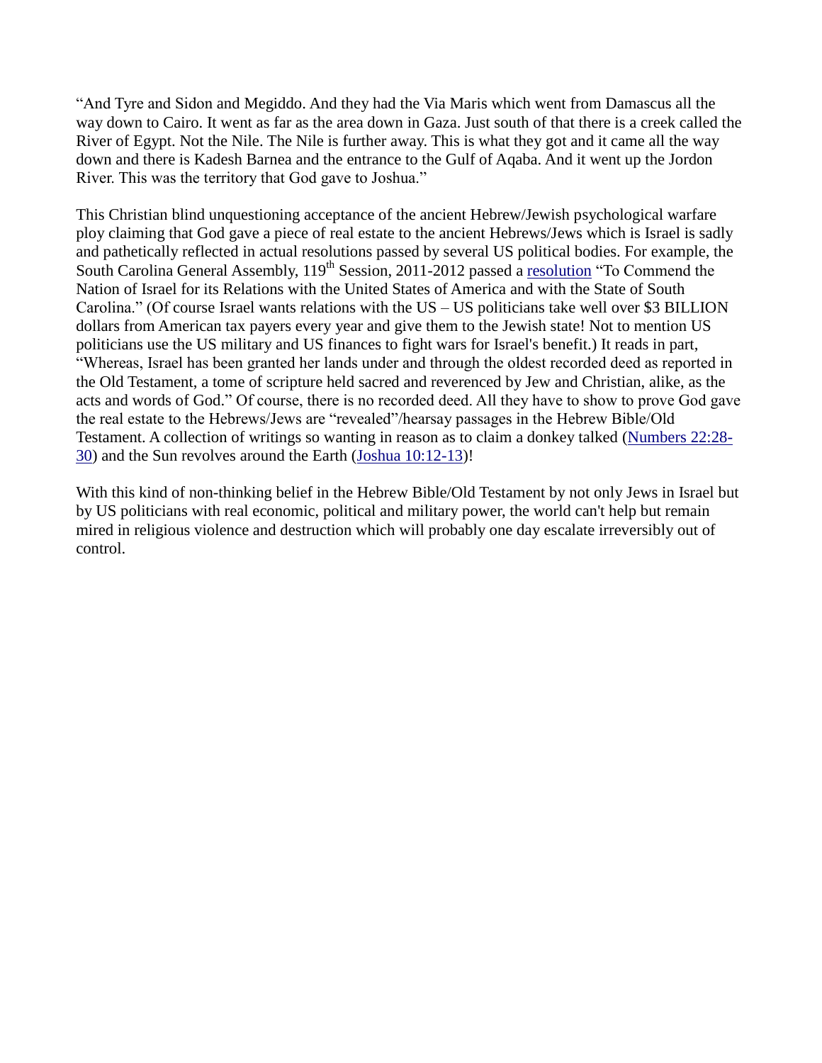"And Tyre and Sidon and Megiddo. And they had the Via Maris which went from Damascus all the way down to Cairo. It went as far as the area down in Gaza. Just south of that there is a creek called the River of Egypt. Not the Nile. The Nile is further away. This is what they got and it came all the way down and there is Kadesh Barnea and the entrance to the Gulf of Aqaba. And it went up the Jordon River. This was the territory that God gave to Joshua."

This Christian blind unquestioning acceptance of the ancient Hebrew/Jewish psychological warfare ploy claiming that God gave a piece of real estate to the ancient Hebrews/Jews which is Israel is sadly and pathetically reflected in actual resolutions passed by several US political bodies. For example, the South Carolina General Assembly, 119th Session, 2011-2012 passed a resolution "To Commend the Nation of Israel for its Relations with the United States of America and with the State of South Carolina." (Of course Israel wants relations with the US – US politicians take well over $3 BILLION dollars from American tax payers every year and give them to the Jewish state! Not to mention US politicians use the US military and US finances to fight wars for Israel's benefit.) It reads in part, "Whereas, Israel has been granted her lands under and through the oldest recorded deed as reported in the Old Testament, a tome of scripture held sacred and reverenced by Jew and Christian, alike, as the acts and words of God." Of course, there is no recorded deed. All they have to show to prove God gave the real estate to the Hebrews/Jews are "revealed"/hearsay passages in the Hebrew Bible/Old Testament. A collection of writings so wanting in reason as to claim a donkey talked (Numbers 22:28-30) and the Sun revolves around the Earth (Joshua 10:12-13)!

With this kind of non-thinking belief in the Hebrew Bible/Old Testament by not only Jews in Israel but by US politicians with real economic, political and military power, the world can't help but remain mired in religious violence and destruction which will probably one day escalate irreversibly out of control.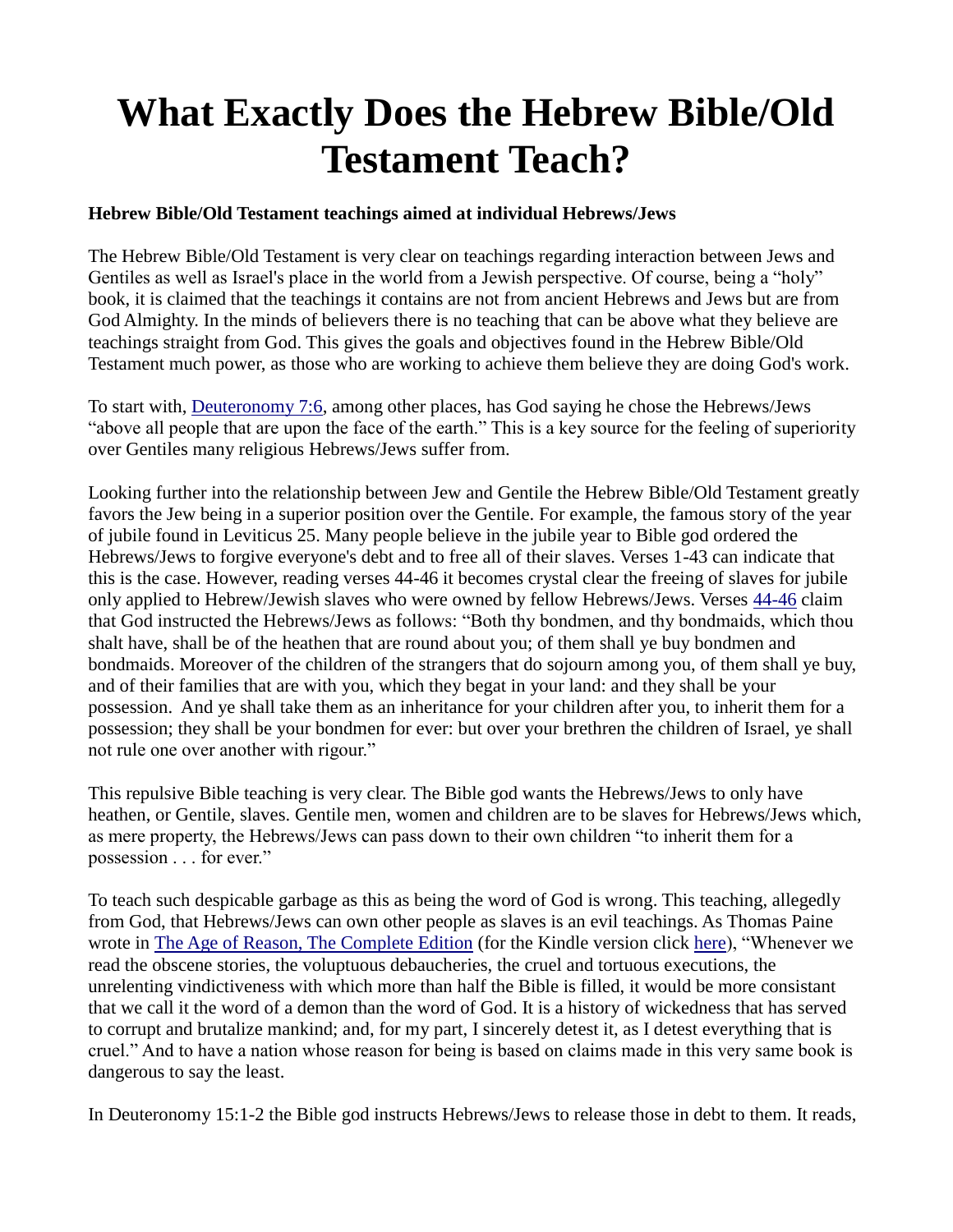# What Exactly Does the Hebrew Bible/Old Testament Teach?

**Hebrew Bible/Old Testament teachings aimed at individual Hebrews/Jews**

The Hebrew Bible/Old Testament is very clear on teachings regarding interaction between Jews and Gentiles as well as Israel's place in the world from a Jewish perspective. Of course, being a "holy" book, it is claimed that the teachings it contains are not from ancient Hebrews and Jews but are from God Almighty. In the minds of believers there is no teaching that can be above what they believe are teachings straight from God. This gives the goals and objectives found in the Hebrew Bible/Old Testament much power, as those who are working to achieve them believe they are doing God's work.

To start with, [Deuteronomy 7:6](), among other places, has God saying he chose the Hebrews/Jews "above all people that are upon the face of the earth." This is a key source for the feeling of superiority over Gentiles many religious Hebrews/Jews suffer from.

Looking further into the relationship between Jew and Gentile the Hebrew Bible/Old Testament greatly favors the Jew being in a superior position over the Gentile. For example, the famous story of the year of jubile found in Leviticus 25. Many people believe in the jubile year to Bible god ordered the Hebrews/Jews to forgive everyone's debt and to free all of their slaves. Verses 1-43 can indicate that this is the case. However, reading verses 44-46 it becomes crystal clear the freeing of slaves for jubile only applied to Hebrew/Jewish slaves who were owned by fellow Hebrews/Jews. Verses [44-46]() claim that God instructed the Hebrews/Jews as follows: "Both thy bondmen, and thy bondmaids, which thou shalt have, shall be of the heathen that are round about you; of them shall ye buy bondmen and bondmaids. Moreover of the children of the strangers that do sojourn among you, of them shall ye buy, and of their families that are with you, which they begat in your land: and they shall be your possession. And ye shall take them as an inheritance for your children after you, to inherit them for a possession; they shall be your bondmen for ever: but over your brethren the children of Israel, ye shall not rule one over another with rigour."

This repulsive Bible teaching is very clear. The Bible god wants the Hebrews/Jews to only have heathen, or Gentile, slaves. Gentile men, women and children are to be slaves for Hebrews/Jews which, as mere property, the Hebrews/Jews can pass down to their own children "to inherit them for a possession . . . for ever."

To teach such despicable garbage as this as being the word of God is wrong. This teaching, allegedly from God, that Hebrews/Jews can own other people as slaves is an evil teachings. As Thomas Paine wrote in [The Age of Reason, The Complete Edition]() (for the Kindle version click [here]()), "Whenever we read the obscene stories, the voluptuous debaucheries, the cruel and tortuous executions, the unrelenting vindictiveness with which more than half the Bible is filled, it would be more consistant that we call it the word of a demon than the word of God. It is a history of wickedness that has served to corrupt and brutalize mankind; and, for my part, I sincerely detest it, as I detest everything that is cruel." And to have a nation whose reason for being is based on claims made in this very same book is dangerous to say the least.

In Deuteronomy 15:1-2 the Bible god instructs Hebrews/Jews to release those in debt to them. It reads,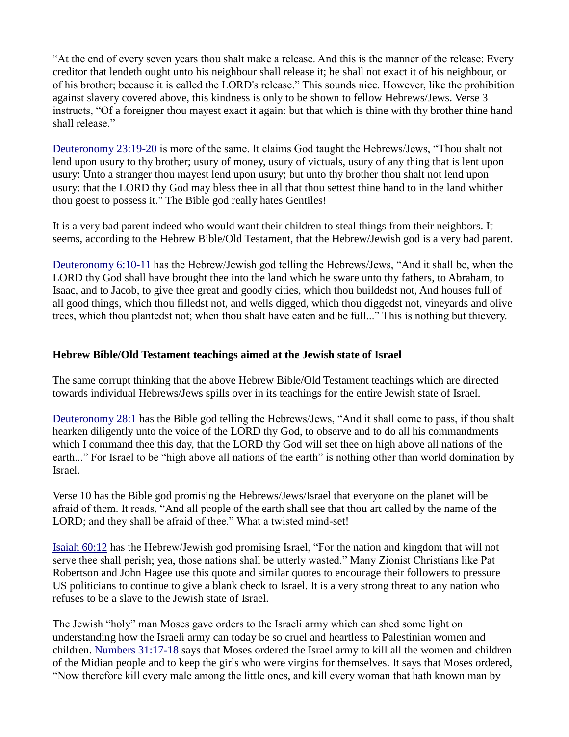"At the end of every seven years thou shalt make a release. And this is the manner of the release: Every creditor that lendeth ought unto his neighbour shall release it; he shall not exact it of his neighbour, or of his brother; because it is called the LORD's release." This sounds nice. However, like the prohibition against slavery covered above, this kindness is only to be shown to fellow Hebrews/Jews. Verse 3 instructs, "Of a foreigner thou mayest exact it again: but that which is thine with thy brother thine hand shall release."

Deuteronomy 23:19-20 is more of the same. It claims God taught the Hebrews/Jews, "Thou shalt not lend upon usury to thy brother; usury of money, usury of victuals, usury of any thing that is lent upon usury: Unto a stranger thou mayest lend upon usury; but unto thy brother thou shalt not lend upon usury: that the LORD thy God may bless thee in all that thou settest thine hand to in the land whither thou goest to possess it." The Bible god really hates Gentiles!

It is a very bad parent indeed who would want their children to steal things from their neighbors. It seems, according to the Hebrew Bible/Old Testament, that the Hebrew/Jewish god is a very bad parent.

Deuteronomy 6:10-11 has the Hebrew/Jewish god telling the Hebrews/Jews, "And it shall be, when the LORD thy God shall have brought thee into the land which he sware unto thy fathers, to Abraham, to Isaac, and to Jacob, to give thee great and goodly cities, which thou buildedst not, And houses full of all good things, which thou filledst not, and wells digged, which thou diggedst not, vineyards and olive trees, which thou plantedst not; when thou shalt have eaten and be full..." This is nothing but thievery.

**Hebrew Bible/Old Testament teachings aimed at the Jewish state of Israel**

The same corrupt thinking that the above Hebrew Bible/Old Testament teachings which are directed towards individual Hebrews/Jews spills over in its teachings for the entire Jewish state of Israel.

Deuteronomy 28:1 has the Bible god telling the Hebrews/Jews, "And it shall come to pass, if thou shalt hearken diligently unto the voice of the LORD thy God, to observe and to do all his commandments which I command thee this day, that the LORD thy God will set thee on high above all nations of the earth..." For Israel to be "high above all nations of the earth" is nothing other than world domination by Israel.

Verse 10 has the Bible god promising the Hebrews/Jews/Israel that everyone on the planet will be afraid of them. It reads, "And all people of the earth shall see that thou art called by the name of the LORD; and they shall be afraid of thee." What a twisted mind-set!

Isaiah 60:12 has the Hebrew/Jewish god promising Israel, "For the nation and kingdom that will not serve thee shall perish; yea, those nations shall be utterly wasted." Many Zionist Christians like Pat Robertson and John Hagee use this quote and similar quotes to encourage their followers to pressure US politicians to continue to give a blank check to Israel. It is a very strong threat to any nation who refuses to be a slave to the Jewish state of Israel.

The Jewish "holy" man Moses gave orders to the Israeli army which can shed some light on understanding how the Israeli army can today be so cruel and heartless to Palestinian women and children. Numbers 31:17-18 says that Moses ordered the Israel army to kill all the women and children of the Midian people and to keep the girls who were virgins for themselves. It says that Moses ordered, "Now therefore kill every male among the little ones, and kill every woman that hath known man by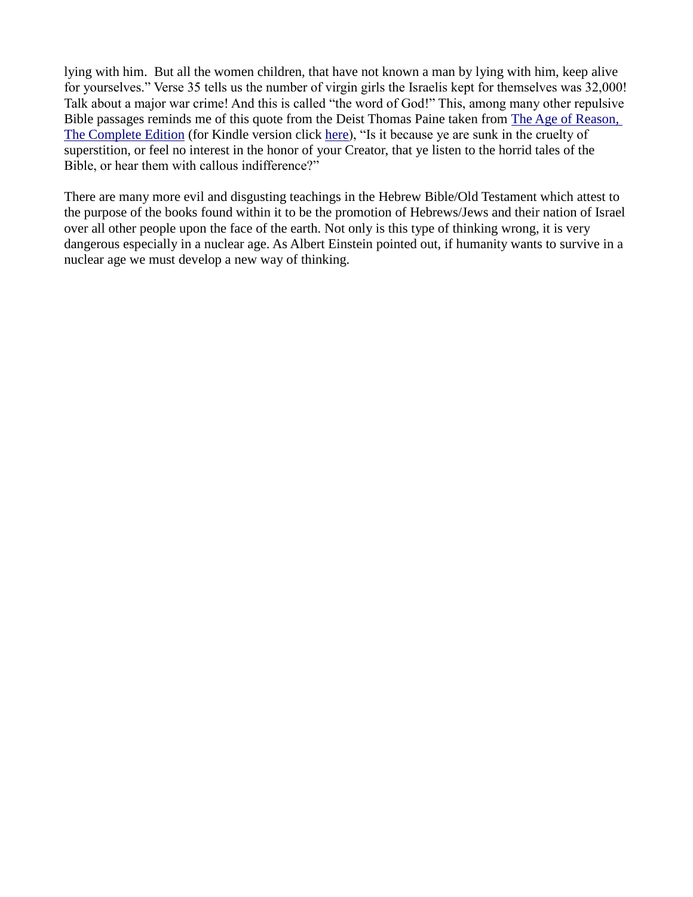lying with him. But all the women children, that have not known a man by lying with him, keep alive for yourselves." Verse 35 tells us the number of virgin girls the Israelis kept for themselves was 32,000! Talk about a major war crime! And this is called "the word of God!" This, among many other repulsive Bible passages reminds me of this quote from the Deist Thomas Paine taken from [The Age of Reason, The Complete Edition] (for Kindle version click [here]), "Is it because ye are sunk in the cruelty of superstition, or feel no interest in the honor of your Creator, that ye listen to the horrid tales of the Bible, or hear them with callous indifference?"

There are many more evil and disgusting teachings in the Hebrew Bible/Old Testament which attest to the purpose of the books found within it to be the promotion of Hebrews/Jews and their nation of Israel over all other people upon the face of the earth. Not only is this type of thinking wrong, it is very dangerous especially in a nuclear age. As Albert Einstein pointed out, if humanity wants to survive in a nuclear age we must develop a new way of thinking.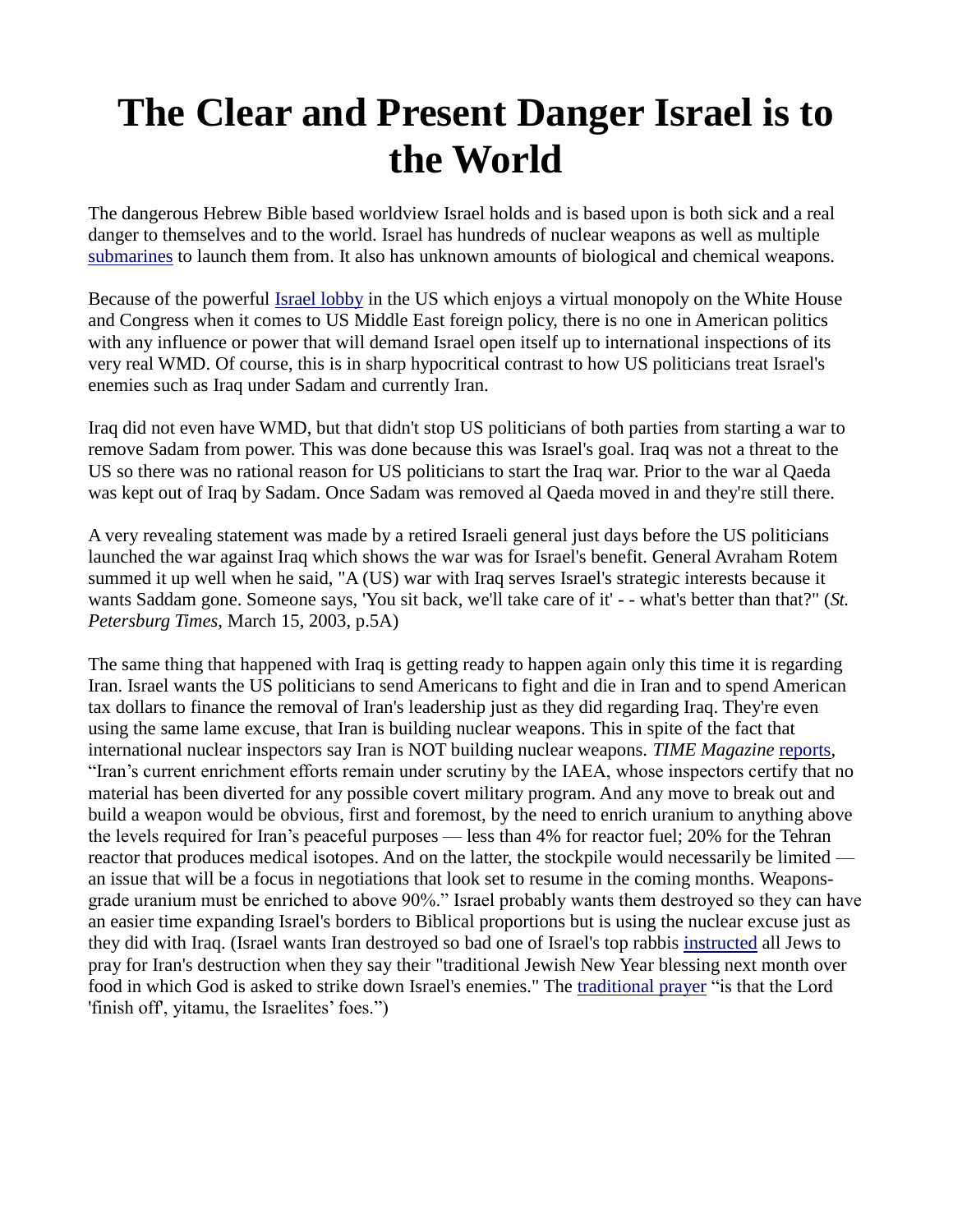# The Clear and Present Danger Israel is to the World

The dangerous Hebrew Bible based worldview Israel holds and is based upon is both sick and a real danger to themselves and to the world. Israel has hundreds of nuclear weapons as well as multiple submarines to launch them from. It also has unknown amounts of biological and chemical weapons.

Because of the powerful Israel lobby in the US which enjoys a virtual monopoly on the White House and Congress when it comes to US Middle East foreign policy, there is no one in American politics with any influence or power that will demand Israel open itself up to international inspections of its very real WMD. Of course, this is in sharp hypocritical contrast to how US politicians treat Israel's enemies such as Iraq under Sadam and currently Iran.

Iraq did not even have WMD, but that didn't stop US politicians of both parties from starting a war to remove Sadam from power. This was done because this was Israel's goal. Iraq was not a threat to the US so there was no rational reason for US politicians to start the Iraq war. Prior to the war al Qaeda was kept out of Iraq by Sadam. Once Sadam was removed al Qaeda moved in and they're still there.

A very revealing statement was made by a retired Israeli general just days before the US politicians launched the war against Iraq which shows the war was for Israel's benefit. General Avraham Rotem summed it up well when he said, "A (US) war with Iraq serves Israel's strategic interests because it wants Saddam gone. Someone says, 'You sit back, we'll take care of it' - - what's better than that?" (*St. Petersburg Times*, March 15, 2003, p.5A)

The same thing that happened with Iraq is getting ready to happen again only this time it is regarding Iran. Israel wants the US politicians to send Americans to fight and die in Iran and to spend American tax dollars to finance the removal of Iran's leadership just as they did regarding Iraq. They're even using the same lame excuse, that Iran is building nuclear weapons. This in spite of the fact that international nuclear inspectors say Iran is NOT building nuclear weapons. *TIME Magazine* reports, "Iran's current enrichment efforts remain under scrutiny by the IAEA, whose inspectors certify that no material has been diverted for any possible covert military program. And any move to break out and build a weapon would be obvious, first and foremost, by the need to enrich uranium to anything above the levels required for Iran's peaceful purposes — less than 4% for reactor fuel; 20% for the Tehran reactor that produces medical isotopes. And on the latter, the stockpile would necessarily be limited — an issue that will be a focus in negotiations that look set to resume in the coming months. Weapons-grade uranium must be enriched to above 90%." Israel probably wants them destroyed so they can have an easier time expanding Israel's borders to Biblical proportions but is using the nuclear excuse just as they did with Iraq. (Israel wants Iran destroyed so bad one of Israel's top rabbis instructed all Jews to pray for Iran's destruction when they say their "traditional Jewish New Year blessing next month over food in which God is asked to strike down Israel's enemies." The traditional prayer "is that the Lord 'finish off', yitamu, the Israelites' foes.")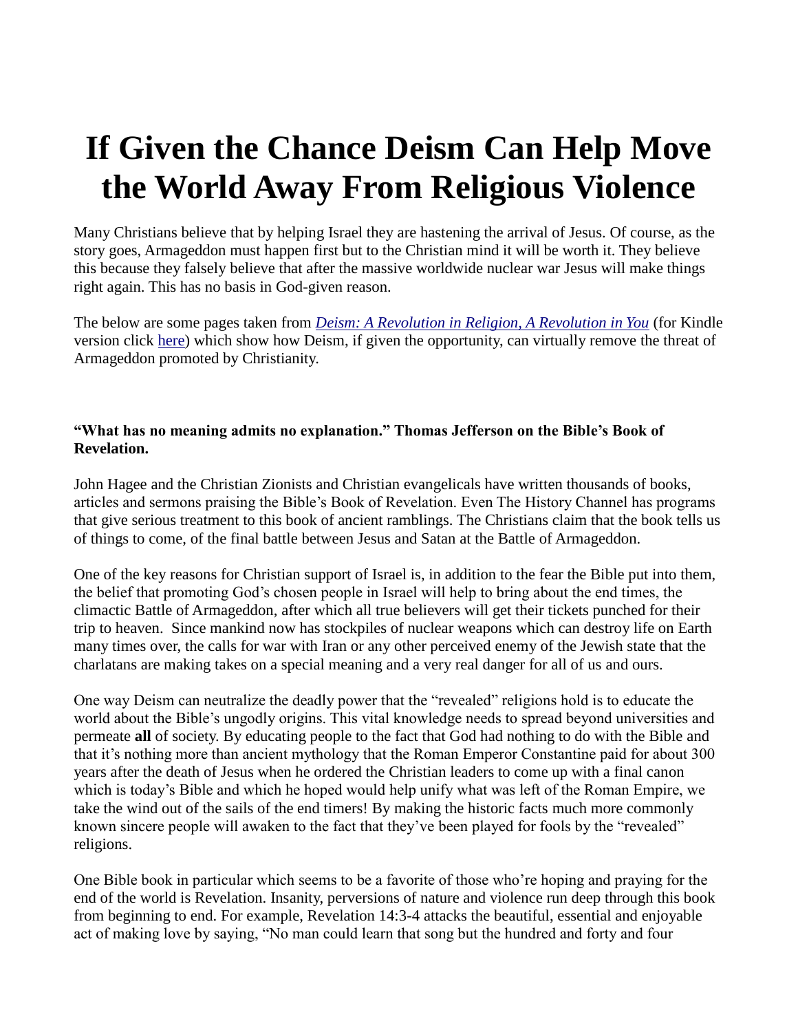# If Given the Chance Deism Can Help Move the World Away From Religious Violence

Many Christians believe that by helping Israel they are hastening the arrival of Jesus. Of course, as the story goes, Armageddon must happen first but to the Christian mind it will be worth it. They believe this because they falsely believe that after the massive worldwide nuclear war Jesus will make things right again. This has no basis in God-given reason.

The below are some pages taken from *[Deism: A Revolution in Religion, A Revolution in You](#)* (for Kindle version click [here](#)) which show how Deism, if given the opportunity, can virtually remove the threat of Armageddon promoted by Christianity.

**"What has no meaning admits no explanation." Thomas Jefferson on the Bible's Book of Revelation.**

John Hagee and the Christian Zionists and Christian evangelicals have written thousands of books, articles and sermons praising the Bible's Book of Revelation. Even The History Channel has programs that give serious treatment to this book of ancient ramblings. The Christians claim that the book tells us of things to come, of the final battle between Jesus and Satan at the Battle of Armageddon.

One of the key reasons for Christian support of Israel is, in addition to the fear the Bible put into them, the belief that promoting God's chosen people in Israel will help to bring about the end times, the climactic Battle of Armageddon, after which all true believers will get their tickets punched for their trip to heaven. Since mankind now has stockpiles of nuclear weapons which can destroy life on Earth many times over, the calls for war with Iran or any other perceived enemy of the Jewish state that the charlatans are making takes on a special meaning and a very real danger for all of us and ours.

One way Deism can neutralize the deadly power that the "revealed" religions hold is to educate the world about the Bible's ungodly origins. This vital knowledge needs to spread beyond universities and permeate **all** of society. By educating people to the fact that God had nothing to do with the Bible and that it's nothing more than ancient mythology that the Roman Emperor Constantine paid for about 300 years after the death of Jesus when he ordered the Christian leaders to come up with a final canon which is today's Bible and which he hoped would help unify what was left of the Roman Empire, we take the wind out of the sails of the end timers! By making the historic facts much more commonly known sincere people will awaken to the fact that they've been played for fools by the "revealed" religions.

One Bible book in particular which seems to be a favorite of those who're hoping and praying for the end of the world is Revelation. Insanity, perversions of nature and violence run deep through this book from beginning to end. For example, Revelation 14:3-4 attacks the beautiful, essential and enjoyable act of making love by saying, "No man could learn that song but the hundred and forty and four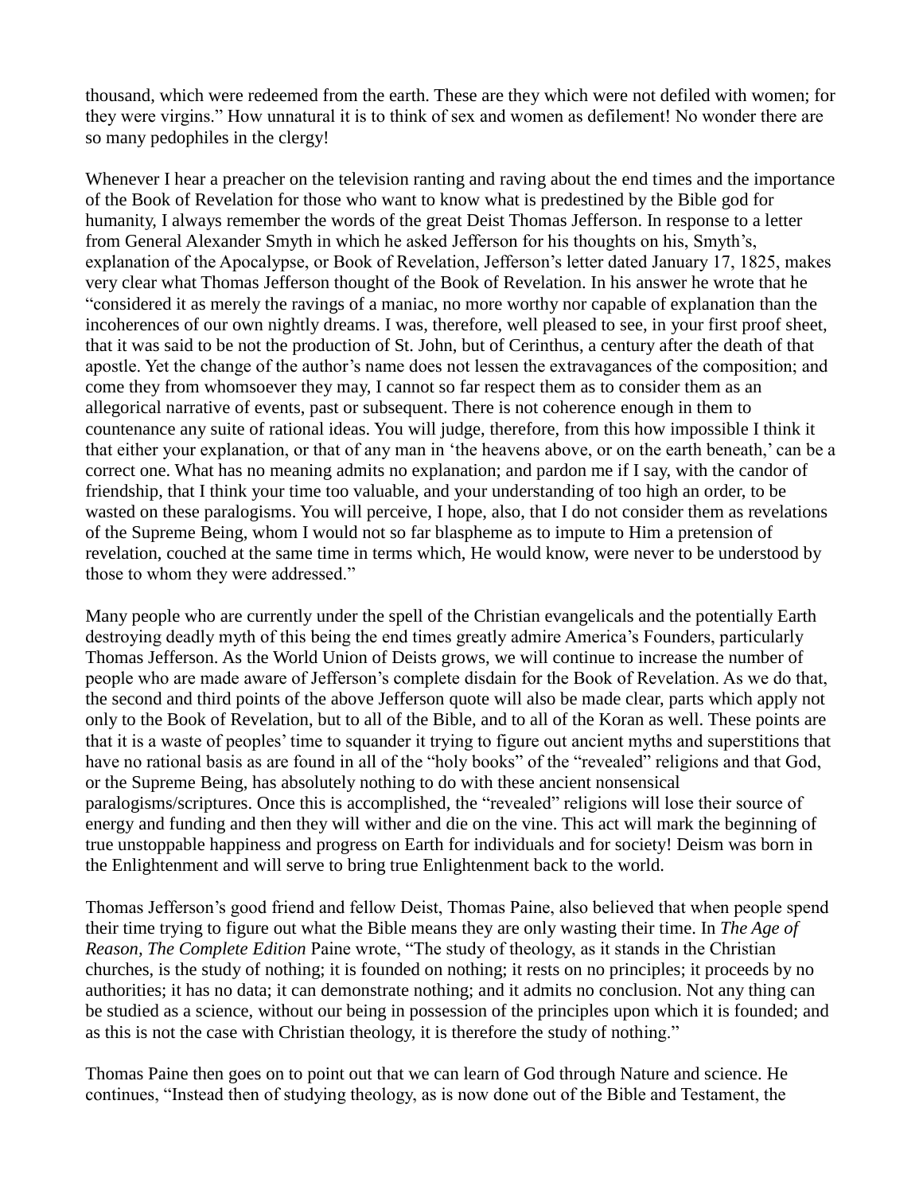thousand, which were redeemed from the earth. These are they which were not defiled with women; for they were virgins." How unnatural it is to think of sex and women as defilement! No wonder there are so many pedophiles in the clergy!

Whenever I hear a preacher on the television ranting and raving about the end times and the importance of the Book of Revelation for those who want to know what is predestined by the Bible god for humanity, I always remember the words of the great Deist Thomas Jefferson. In response to a letter from General Alexander Smyth in which he asked Jefferson for his thoughts on his, Smyth's, explanation of the Apocalypse, or Book of Revelation, Jefferson's letter dated January 17, 1825, makes very clear what Thomas Jefferson thought of the Book of Revelation. In his answer he wrote that he "considered it as merely the ravings of a maniac, no more worthy nor capable of explanation than the incoherences of our own nightly dreams. I was, therefore, well pleased to see, in your first proof sheet, that it was said to be not the production of St. John, but of Cerinthus, a century after the death of that apostle. Yet the change of the author's name does not lessen the extravagances of the composition; and come they from whomsoever they may, I cannot so far respect them as to consider them as an allegorical narrative of events, past or subsequent. There is not coherence enough in them to countenance any suite of rational ideas. You will judge, therefore, from this how impossible I think it that either your explanation, or that of any man in 'the heavens above, or on the earth beneath,' can be a correct one. What has no meaning admits no explanation; and pardon me if I say, with the candor of friendship, that I think your time too valuable, and your understanding of too high an order, to be wasted on these paralogisms. You will perceive, I hope, also, that I do not consider them as revelations of the Supreme Being, whom I would not so far blaspheme as to impute to Him a pretension of revelation, couched at the same time in terms which, He would know, were never to be understood by those to whom they were addressed."

Many people who are currently under the spell of the Christian evangelicals and the potentially Earth destroying deadly myth of this being the end times greatly admire America's Founders, particularly Thomas Jefferson. As the World Union of Deists grows, we will continue to increase the number of people who are made aware of Jefferson's complete disdain for the Book of Revelation. As we do that, the second and third points of the above Jefferson quote will also be made clear, parts which apply not only to the Book of Revelation, but to all of the Bible, and to all of the Koran as well. These points are that it is a waste of peoples' time to squander it trying to figure out ancient myths and superstitions that have no rational basis as are found in all of the "holy books" of the "revealed" religions and that God, or the Supreme Being, has absolutely nothing to do with these ancient nonsensical paralogisms/scriptures. Once this is accomplished, the "revealed" religions will lose their source of energy and funding and then they will wither and die on the vine. This act will mark the beginning of true unstoppable happiness and progress on Earth for individuals and for society! Deism was born in the Enlightenment and will serve to bring true Enlightenment back to the world.

Thomas Jefferson's good friend and fellow Deist, Thomas Paine, also believed that when people spend their time trying to figure out what the Bible means they are only wasting their time. In *The Age of Reason, The Complete Edition* Paine wrote, "The study of theology, as it stands in the Christian churches, is the study of nothing; it is founded on nothing; it rests on no principles; it proceeds by no authorities; it has no data; it can demonstrate nothing; and it admits no conclusion. Not any thing can be studied as a science, without our being in possession of the principles upon which it is founded; and as this is not the case with Christian theology, it is therefore the study of nothing."

Thomas Paine then goes on to point out that we can learn of God through Nature and science. He continues, "Instead then of studying theology, as is now done out of the Bible and Testament, the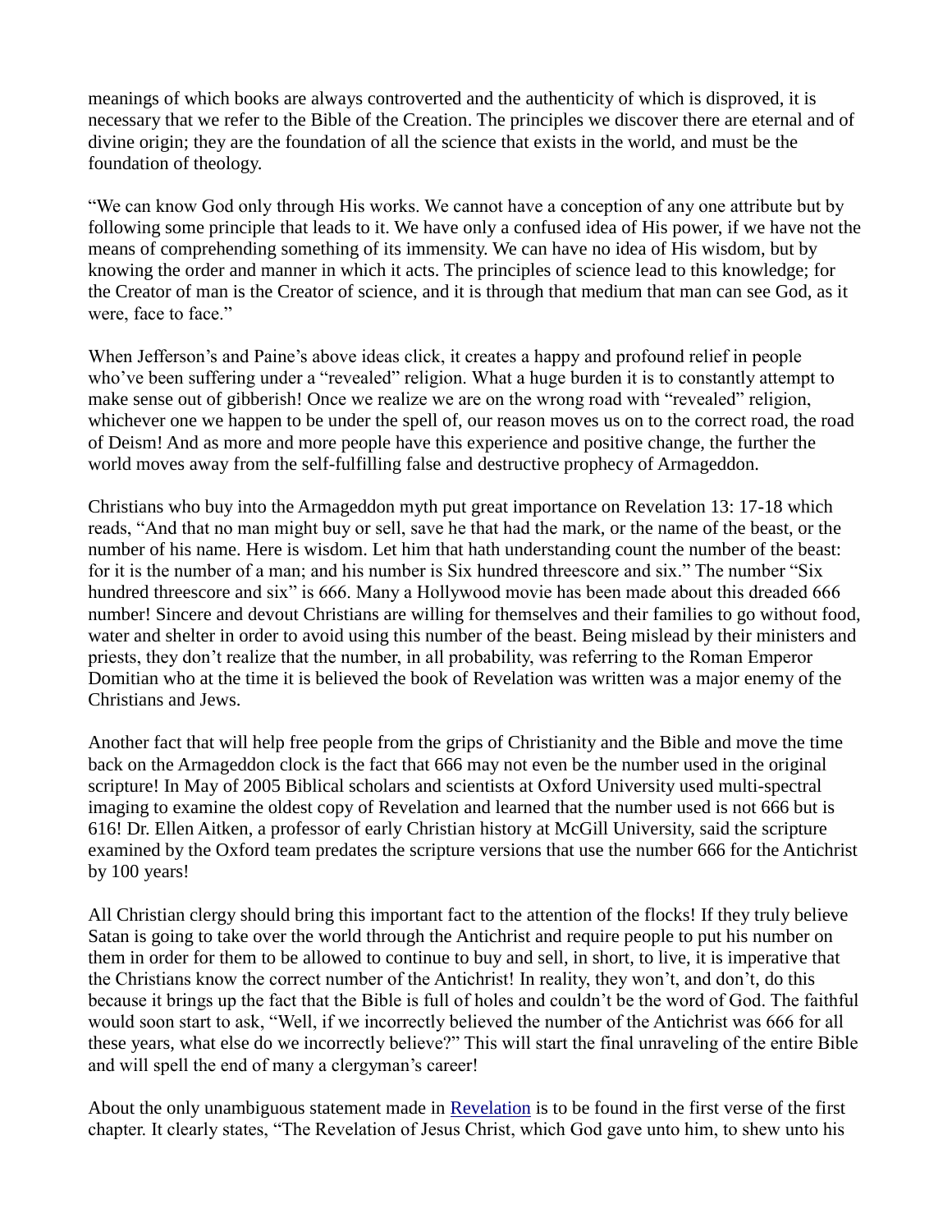meanings of which books are always controverted and the authenticity of which is disproved, it is necessary that we refer to the Bible of the Creation. The principles we discover there are eternal and of divine origin; they are the foundation of all the science that exists in the world, and must be the foundation of theology.

"We can know God only through His works. We cannot have a conception of any one attribute but by following some principle that leads to it. We have only a confused idea of His power, if we have not the means of comprehending something of its immensity. We can have no idea of His wisdom, but by knowing the order and manner in which it acts. The principles of science lead to this knowledge; for the Creator of man is the Creator of science, and it is through that medium that man can see God, as it were, face to face."

When Jefferson's and Paine's above ideas click, it creates a happy and profound relief in people who've been suffering under a "revealed" religion. What a huge burden it is to constantly attempt to make sense out of gibberish! Once we realize we are on the wrong road with "revealed" religion, whichever one we happen to be under the spell of, our reason moves us on to the correct road, the road of Deism! And as more and more people have this experience and positive change, the further the world moves away from the self-fulfilling false and destructive prophecy of Armageddon.

Christians who buy into the Armageddon myth put great importance on Revelation 13: 17-18 which reads, "And that no man might buy or sell, save he that had the mark, or the name of the beast, or the number of his name. Here is wisdom. Let him that hath understanding count the number of the beast: for it is the number of a man; and his number is Six hundred threescore and six." The number "Six hundred threescore and six" is 666. Many a Hollywood movie has been made about this dreaded 666 number! Sincere and devout Christians are willing for themselves and their families to go without food, water and shelter in order to avoid using this number of the beast. Being mislead by their ministers and priests, they don't realize that the number, in all probability, was referring to the Roman Emperor Domitian who at the time it is believed the book of Revelation was written was a major enemy of the Christians and Jews.

Another fact that will help free people from the grips of Christianity and the Bible and move the time back on the Armageddon clock is the fact that 666 may not even be the number used in the original scripture! In May of 2005 Biblical scholars and scientists at Oxford University used multi-spectral imaging to examine the oldest copy of Revelation and learned that the number used is not 666 but is 616! Dr. Ellen Aitken, a professor of early Christian history at McGill University, said the scripture examined by the Oxford team predates the scripture versions that use the number 666 for the Antichrist by 100 years!

All Christian clergy should bring this important fact to the attention of the flocks! If they truly believe Satan is going to take over the world through the Antichrist and require people to put his number on them in order for them to be allowed to continue to buy and sell, in short, to live, it is imperative that the Christians know the correct number of the Antichrist! In reality, they won't, and don't, do this because it brings up the fact that the Bible is full of holes and couldn't be the word of God. The faithful would soon start to ask, "Well, if we incorrectly believed the number of the Antichrist was 666 for all these years, what else do we incorrectly believe?" This will start the final unraveling of the entire Bible and will spell the end of many a clergyman's career!

About the only unambiguous statement made in Revelation is to be found in the first verse of the first chapter. It clearly states, "The Revelation of Jesus Christ, which God gave unto him, to shew unto his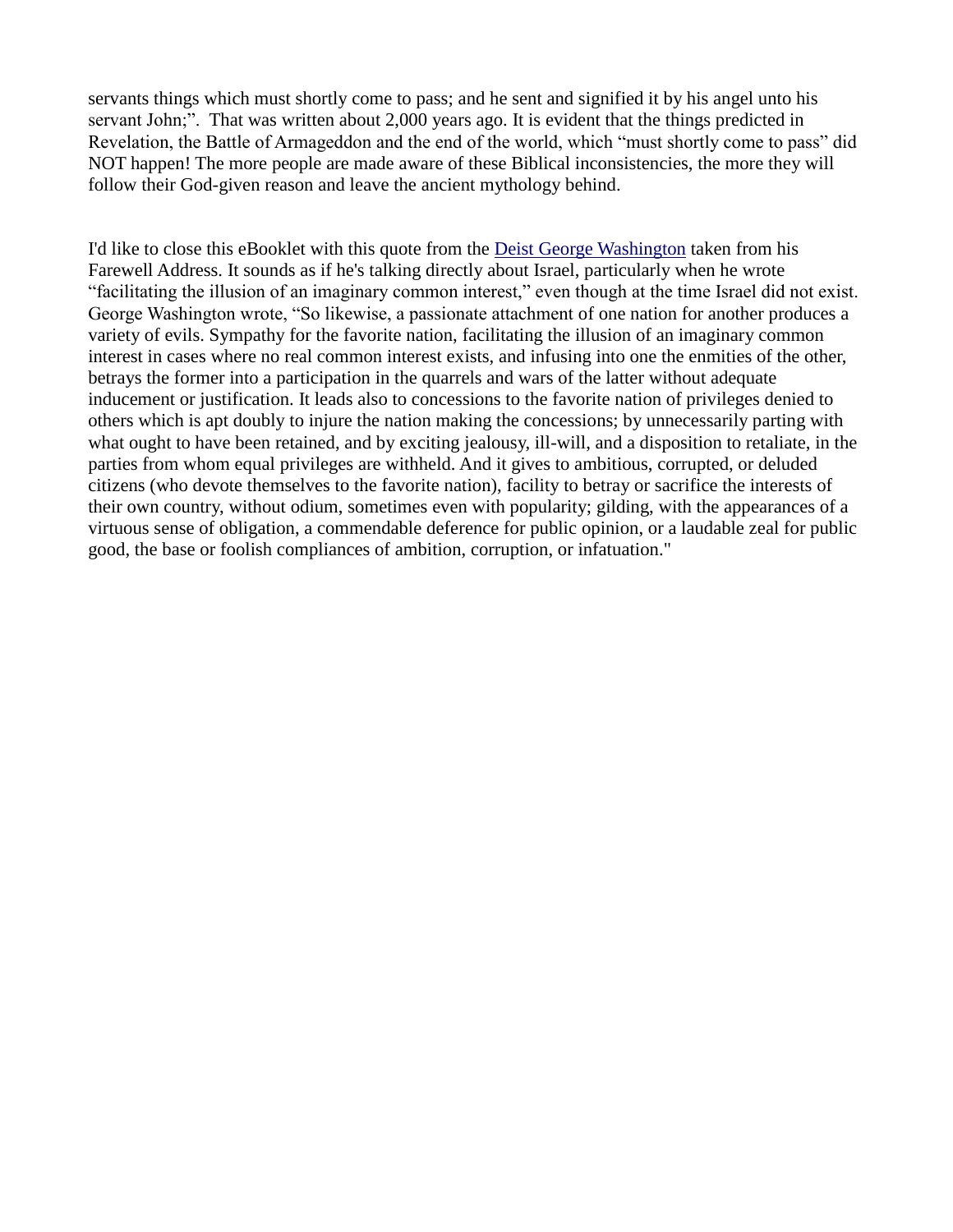servants things which must shortly come to pass; and he sent and signified it by his angel unto his servant John;". That was written about 2,000 years ago. It is evident that the things predicted in Revelation, the Battle of Armageddon and the end of the world, which "must shortly come to pass" did NOT happen! The more people are made aware of these Biblical inconsistencies, the more they will follow their God-given reason and leave the ancient mythology behind.

I'd like to close this eBooklet with this quote from the Deist George Washington taken from his Farewell Address. It sounds as if he's talking directly about Israel, particularly when he wrote "facilitating the illusion of an imaginary common interest," even though at the time Israel did not exist. George Washington wrote, "So likewise, a passionate attachment of one nation for another produces a variety of evils. Sympathy for the favorite nation, facilitating the illusion of an imaginary common interest in cases where no real common interest exists, and infusing into one the enmities of the other, betrays the former into a participation in the quarrels and wars of the latter without adequate inducement or justification. It leads also to concessions to the favorite nation of privileges denied to others which is apt doubly to injure the nation making the concessions; by unnecessarily parting with what ought to have been retained, and by exciting jealousy, ill-will, and a disposition to retaliate, in the parties from whom equal privileges are withheld. And it gives to ambitious, corrupted, or deluded citizens (who devote themselves to the favorite nation), facility to betray or sacrifice the interests of their own country, without odium, sometimes even with popularity; gilding, with the appearances of a virtuous sense of obligation, a commendable deference for public opinion, or a laudable zeal for public good, the base or foolish compliances of ambition, corruption, or infatuation."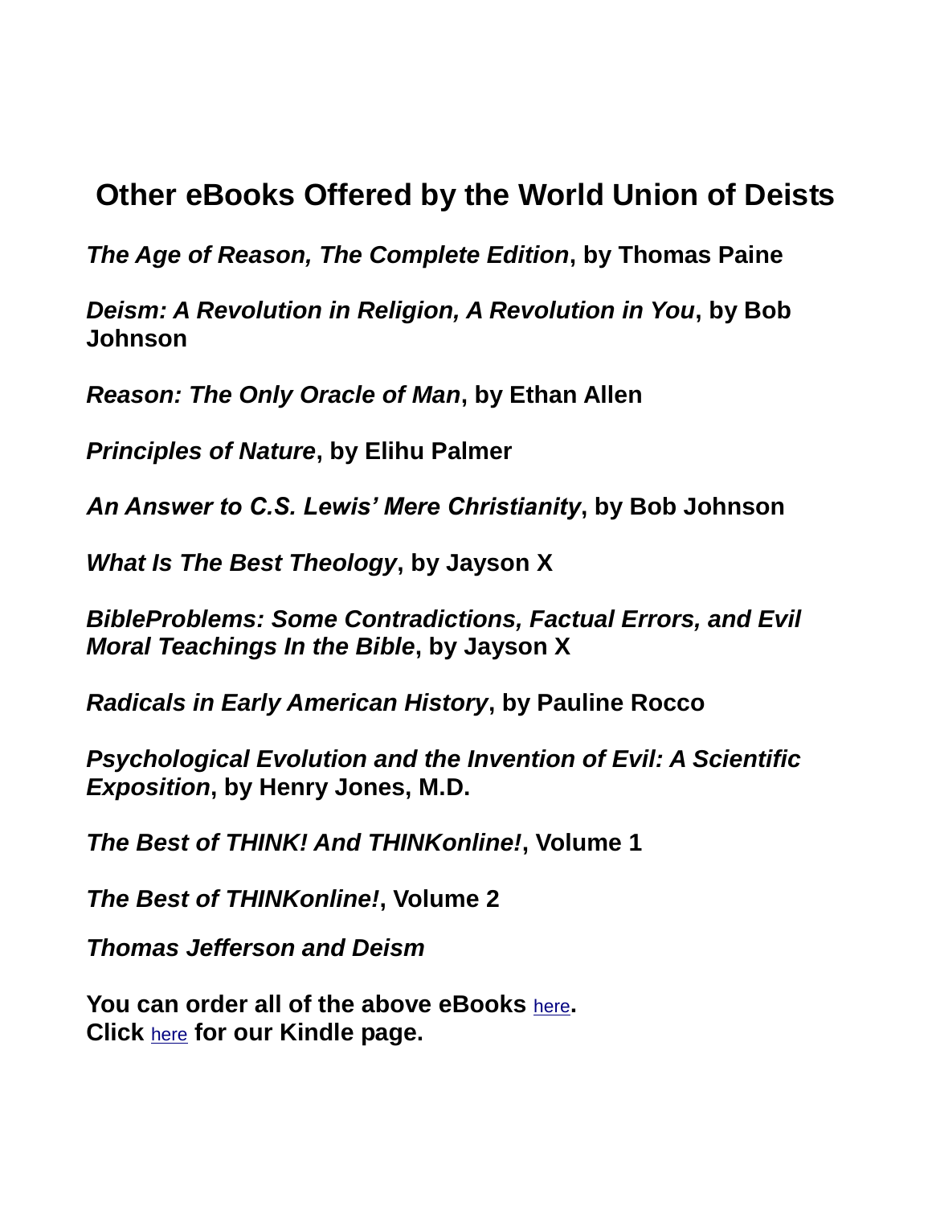# Other eBooks Offered by the World Union of Deists

***The Age of Reason, The Complete Edition*, by Thomas Paine**

***Deism: A Revolution in Religion, A Revolution in You*, by Bob Johnson**

***Reason: The Only Oracle of Man*, by Ethan Allen**

***Principles of Nature*, by Elihu Palmer**

***An Answer to C.S. Lewis' Mere Christianity*, by Bob Johnson**

***What Is The Best Theology*, by Jayson X**

***BibleProblems: Some Contradictions, Factual Errors, and Evil Moral Teachings In the Bible*, by Jayson X**

***Radicals in Early American History*, by Pauline Rocco**

***Psychological Evolution and the Invention of Evil: A Scientific Exposition*, by Henry Jones, M.D.**

***The Best of THINK! And THINKonline!*, Volume 1**

***The Best of THINKonline!*, Volume 2**

***Thomas Jefferson and Deism***

**You can order all of the above eBooks** here**.**
**Click** here **for our Kindle page.**